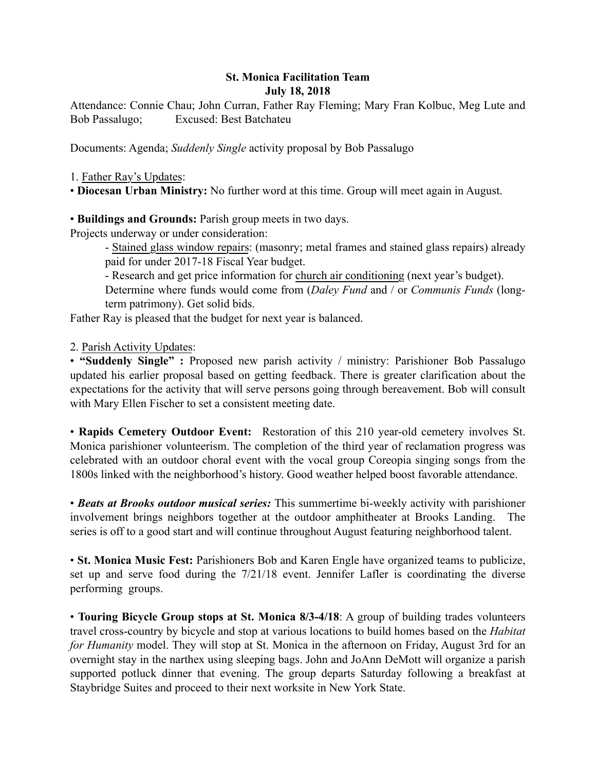# St. Monica Facilitation Team
## July 18, 2018

Attendance: Connie Chau; John Curran, Father Ray Fleming; Mary Fran Kolbuc, Meg Lute and Bob Passalugo; Excused: Best Batchateu

Documents: Agenda; *Suddenly Single* activity proposal by Bob Passalugo

1. Father Ray's Updates:

• **Diocesan Urban Ministry:** No further word at this time. Group will meet again in August.

• **Buildings and Grounds:** Parish group meets in two days.

Projects underway or under consideration:

- Stained glass window repairs: (masonry; metal frames and stained glass repairs) already paid for under 2017-18 Fiscal Year budget.
- Research and get price information for church air conditioning (next year's budget). Determine where funds would come from (*Daley Fund* and / or *Communis Funds* (long-term patrimony). Get solid bids.

Father Ray is pleased that the budget for next year is balanced.

2. Parish Activity Updates:

• **"Suddenly Single" :** Proposed new parish activity / ministry: Parishioner Bob Passalugo updated his earlier proposal based on getting feedback. There is greater clarification about the expectations for the activity that will serve persons going through bereavement. Bob will consult with Mary Ellen Fischer to set a consistent meeting date.

• **Rapids Cemetery Outdoor Event:** Restoration of this 210 year-old cemetery involves St. Monica parishioner volunteerism. The completion of the third year of reclamation progress was celebrated with an outdoor choral event with the vocal group Coreopia singing songs from the 1800s linked with the neighborhood's history. Good weather helped boost favorable attendance.

• ***Beats at Brooks outdoor musical series:*** This summertime bi-weekly activity with parishioner involvement brings neighbors together at the outdoor amphitheater at Brooks Landing. The series is off to a good start and will continue throughout August featuring neighborhood talent.

• **St. Monica Music Fest:** Parishioners Bob and Karen Engle have organized teams to publicize, set up and serve food during the 7/21/18 event. Jennifer Lafler is coordinating the diverse performing groups.

• **Touring Bicycle Group stops at St. Monica 8/3-4/18**: A group of building trades volunteers travel cross-country by bicycle and stop at various locations to build homes based on the *Habitat for Humanity* model. They will stop at St. Monica in the afternoon on Friday, August 3rd for an overnight stay in the narthex using sleeping bags. John and JoAnn DeMott will organize a parish supported potluck dinner that evening. The group departs Saturday following a breakfast at Staybridge Suites and proceed to their next worksite in New York State.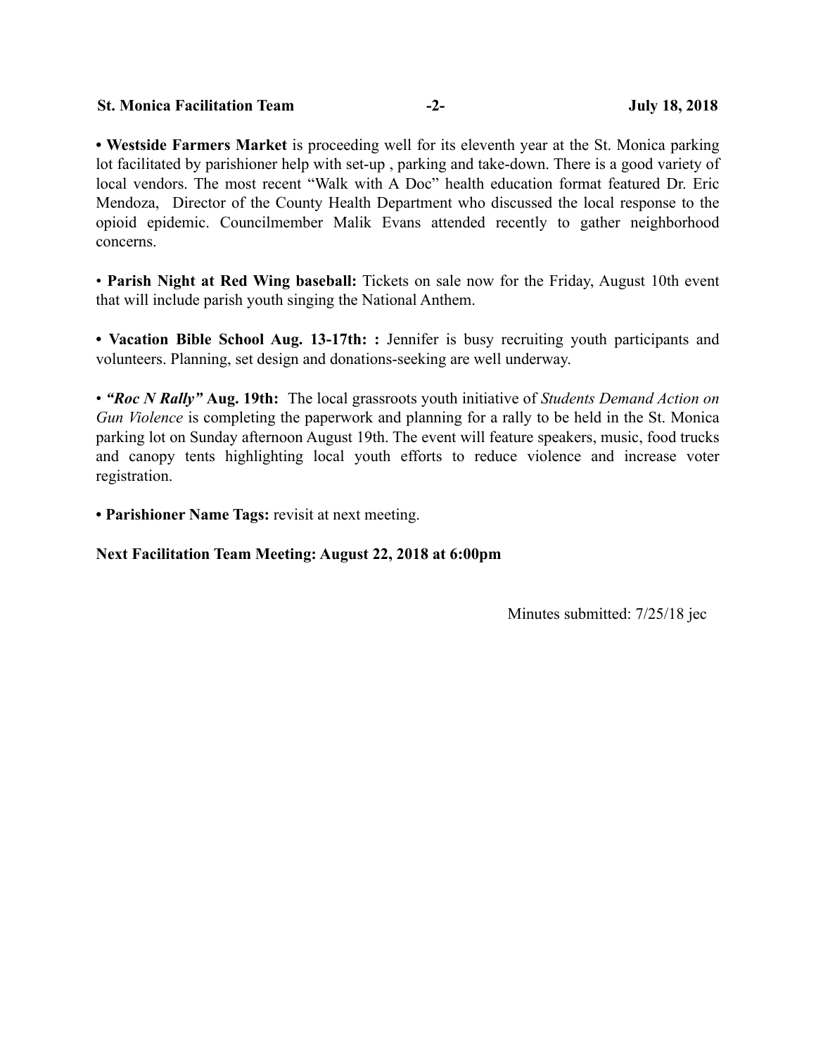• **Westside Farmers Market** is proceeding well for its eleventh year at the St. Monica parking lot facilitated by parishioner help with set-up , parking and take-down. There is a good variety of local vendors. The most recent "Walk with A Doc" health education format featured Dr. Eric Mendoza, Director of the County Health Department who discussed the local response to the opioid epidemic. Councilmember Malik Evans attended recently to gather neighborhood concerns.

• **Parish Night at Red Wing baseball:** Tickets on sale now for the Friday, August 10th event that will include parish youth singing the National Anthem.

• **Vacation Bible School Aug. 13-17th: :** Jennifer is busy recruiting youth participants and volunteers. Planning, set design and donations-seeking are well underway.

• ***"Roc N Rally"*** **Aug. 19th:** The local grassroots youth initiative of *Students Demand Action on Gun Violence* is completing the paperwork and planning for a rally to be held in the St. Monica parking lot on Sunday afternoon August 19th. The event will feature speakers, music, food trucks and canopy tents highlighting local youth efforts to reduce violence and increase voter registration.

• **Parishioner Name Tags:** revisit at next meeting.

**Next Facilitation Team Meeting: August 22, 2018 at 6:00pm**

Minutes submitted: 7/25/18 jec